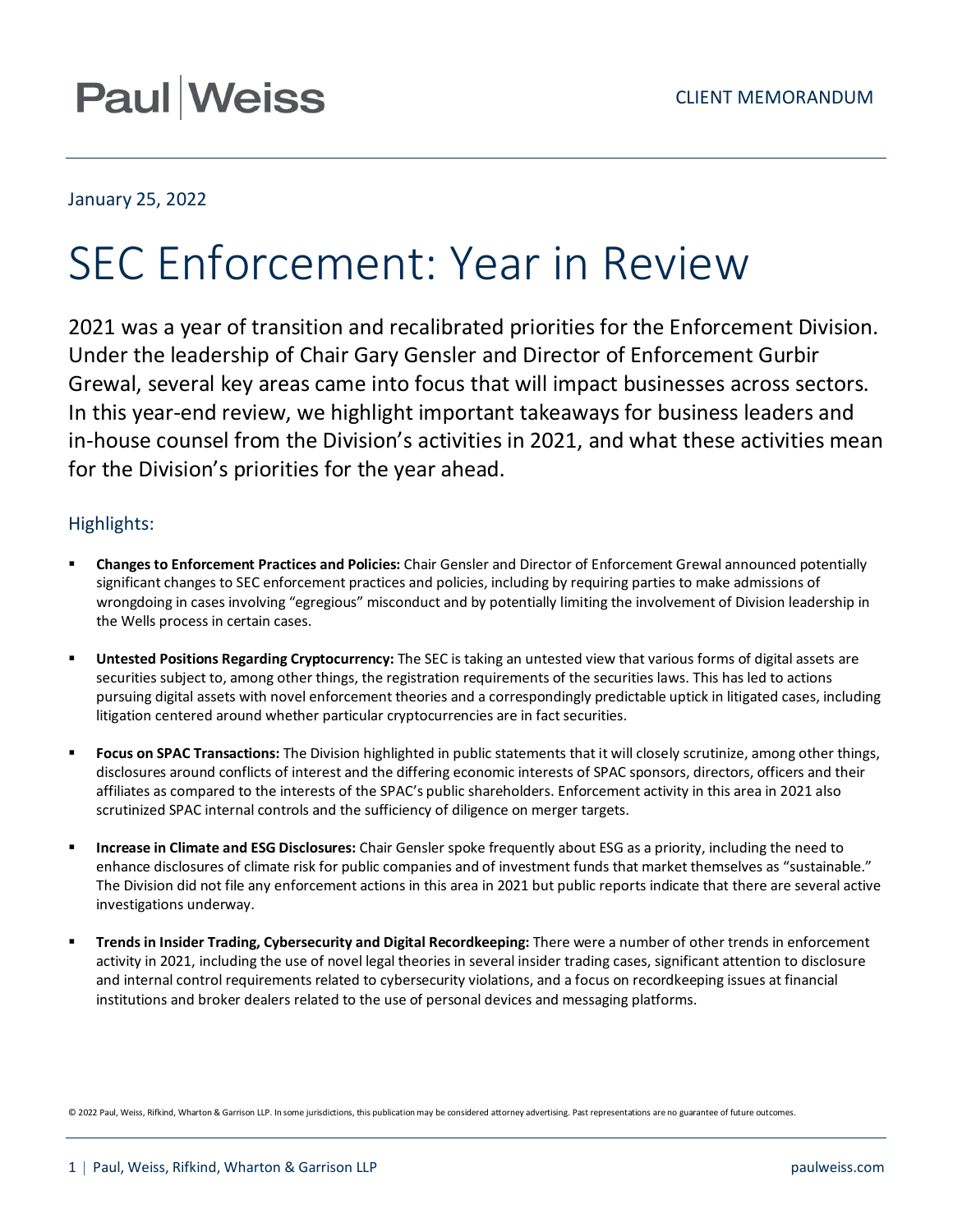Paul | Weiss

CLIENT MEMORANDUM

January 25, 2022

# SEC Enforcement: Year in Review

2021 was a year of transition and recalibrated priorities for the Enforcement Division. Under the leadership of Chair Gary Gensler and Director of Enforcement Gurbir Grewal, several key areas came into focus that will impact businesses across sectors. In this year-end review, we highlight important takeaways for business leaders and in-house counsel from the Division's activities in 2021, and what these activities mean for the Division's priorities for the year ahead.

## Highlights:

- **Changes to Enforcement Practices and Policies:** Chair Gensler and Director of Enforcement Grewal announced potentially significant changes to SEC enforcement practices and policies, including by requiring parties to make admissions of wrongdoing in cases involving "egregious" misconduct and by potentially limiting the involvement of Division leadership in the Wells process in certain cases.
- **Untested Positions Regarding Cryptocurrency:** The SEC is taking an untested view that various forms of digital assets are securities subject to, among other things, the registration requirements of the securities laws. This has led to actions pursuing digital assets with novel enforcement theories and a correspondingly predictable uptick in litigated cases, including litigation centered around whether particular cryptocurrencies are in fact securities.
- **Focus on SPAC Transactions:** The Division highlighted in public statements that it will closely scrutinize, among other things, disclosures around conflicts of interest and the differing economic interests of SPAC sponsors, directors, officers and their affiliates as compared to the interests of the SPAC's public shareholders. Enforcement activity in this area in 2021 also scrutinized SPAC internal controls and the sufficiency of diligence on merger targets.
- **Increase in Climate and ESG Disclosures:** Chair Gensler spoke frequently about ESG as a priority, including the need to enhance disclosures of climate risk for public companies and of investment funds that market themselves as "sustainable." The Division did not file any enforcement actions in this area in 2021 but public reports indicate that there are several active investigations underway.
- **Trends in Insider Trading, Cybersecurity and Digital Recordkeeping:** There were a number of other trends in enforcement activity in 2021, including the use of novel legal theories in several insider trading cases, significant attention to disclosure and internal control requirements related to cybersecurity violations, and a focus on recordkeeping issues at financial institutions and broker dealers related to the use of personal devices and messaging platforms.

© 2022 Paul, Weiss, Rifkind, Wharton & Garrison LLP. In some jurisdictions, this publication may be considered attorney advertising. Past representations are no guarantee of future outcomes.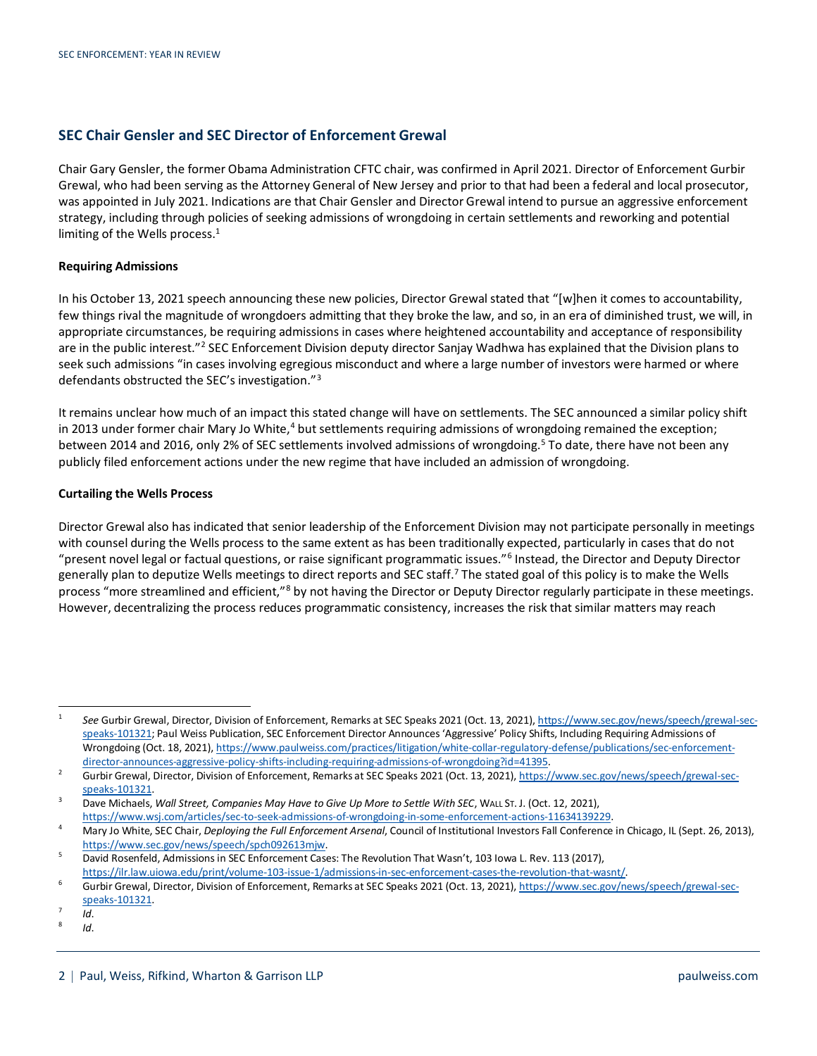## SEC Chair Gensler and SEC Director of Enforcement Grewal

Chair Gary Gensler, the former Obama Administration CFTC chair, was confirmed in April 2021. Director of Enforcement Gurbir Grewal, who had been serving as the Attorney General of New Jersey and prior to that had been a federal and local prosecutor, was appointed in July 2021. Indications are that Chair Gensler and Director Grewal intend to pursue an aggressive enforcement strategy, including through policies of seeking admissions of wrongdoing in certain settlements and reworking and potential limiting of the Wells process.[1]

### Requiring Admissions

In his October 13, 2021 speech announcing these new policies, Director Grewal stated that "[w]hen it comes to accountability, few things rival the magnitude of wrongdoers admitting that they broke the law, and so, in an era of diminished trust, we will, in appropriate circumstances, be requiring admissions in cases where heightened accountability and acceptance of responsibility are in the public interest."[2] SEC Enforcement Division deputy director Sanjay Wadhwa has explained that the Division plans to seek such admissions "in cases involving egregious misconduct and where a large number of investors were harmed or where defendants obstructed the SEC's investigation."[3]

It remains unclear how much of an impact this stated change will have on settlements. The SEC announced a similar policy shift in 2013 under former chair Mary Jo White,[4] but settlements requiring admissions of wrongdoing remained the exception; between 2014 and 2016, only 2% of SEC settlements involved admissions of wrongdoing.[5] To date, there have not been any publicly filed enforcement actions under the new regime that have included an admission of wrongdoing.

### Curtailing the Wells Process

Director Grewal also has indicated that senior leadership of the Enforcement Division may not participate personally in meetings with counsel during the Wells process to the same extent as has been traditionally expected, particularly in cases that do not "present novel legal or factual questions, or raise significant programmatic issues."[6] Instead, the Director and Deputy Director generally plan to deputize Wells meetings to direct reports and SEC staff.[7] The stated goal of this policy is to make the Wells process "more streamlined and efficient,"[8] by not having the Director or Deputy Director regularly participate in these meetings. However, decentralizing the process reduces programmatic consistency, increases the risk that similar matters may reach

---

1. *See* Gurbir Grewal, Director, Division of Enforcement, Remarks at SEC Speaks 2021 (Oct. 13, 2021), https://www.sec.gov/news/speech/grewal-sec-speaks-101321; Paul Weiss Publication, SEC Enforcement Director Announces 'Aggressive' Policy Shifts, Including Requiring Admissions of Wrongdoing (Oct. 18, 2021), https://www.paulweiss.com/practices/litigation/white-collar-regulatory-defense/publications/sec-enforcement-director-announces-aggressive-policy-shifts-including-requiring-admissions-of-wrongdoing?id=41395.
2. Gurbir Grewal, Director, Division of Enforcement, Remarks at SEC Speaks 2021 (Oct. 13, 2021), https://www.sec.gov/news/speech/grewal-sec-speaks-101321.
3. Dave Michaels, *Wall Street, Companies May Have to Give Up More to Settle With SEC*, WALL ST. J. (Oct. 12, 2021), https://www.wsj.com/articles/sec-to-seek-admissions-of-wrongdoing-in-some-enforcement-actions-11634139229.
4. Mary Jo White, SEC Chair, *Deploying the Full Enforcement Arsenal*, Council of Institutional Investors Fall Conference in Chicago, IL (Sept. 26, 2013), https://www.sec.gov/news/speech/spch092613mjw.
5. David Rosenfeld, Admissions in SEC Enforcement Cases: The Revolution That Wasn't, 103 Iowa L. Rev. 113 (2017), https://ilr.law.uiowa.edu/print/volume-103-issue-1/admissions-in-sec-enforcement-cases-the-revolution-that-wasnt/.
6. Gurbir Grewal, Director, Division of Enforcement, Remarks at SEC Speaks 2021 (Oct. 13, 2021), https://www.sec.gov/news/speech/grewal-sec-speaks-101321.
7. *Id*.
8. *Id*.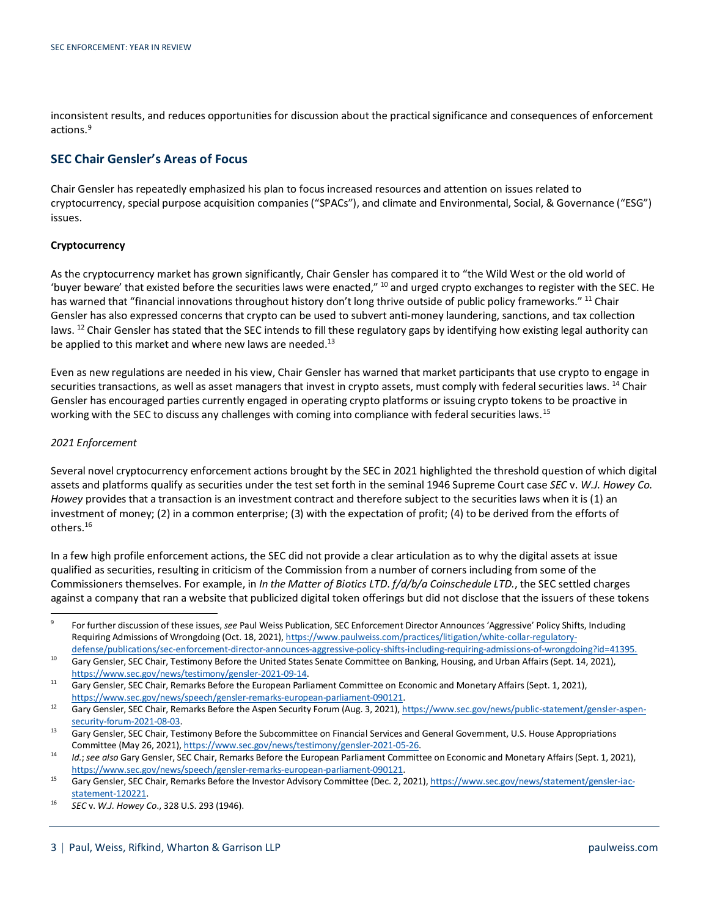inconsistent results, and reduces opportunities for discussion about the practical significance and consequences of enforcement actions.[9]

## SEC Chair Gensler's Areas of Focus

Chair Gensler has repeatedly emphasized his plan to focus increased resources and attention on issues related to cryptocurrency, special purpose acquisition companies ("SPACs"), and climate and Environmental, Social, & Governance ("ESG") issues.

### Cryptocurrency

As the cryptocurrency market has grown significantly, Chair Gensler has compared it to "the Wild West or the old world of 'buyer beware' that existed before the securities laws were enacted," [10] and urged crypto exchanges to register with the SEC. He has warned that "financial innovations throughout history don't long thrive outside of public policy frameworks." [11] Chair Gensler has also expressed concerns that crypto can be used to subvert anti-money laundering, sanctions, and tax collection laws. [12] Chair Gensler has stated that the SEC intends to fill these regulatory gaps by identifying how existing legal authority can be applied to this market and where new laws are needed.[13]

Even as new regulations are needed in his view, Chair Gensler has warned that market participants that use crypto to engage in securities transactions, as well as asset managers that invest in crypto assets, must comply with federal securities laws. [14] Chair Gensler has encouraged parties currently engaged in operating crypto platforms or issuing crypto tokens to be proactive in working with the SEC to discuss any challenges with coming into compliance with federal securities laws.[15]

*2021 Enforcement*

Several novel cryptocurrency enforcement actions brought by the SEC in 2021 highlighted the threshold question of which digital assets and platforms qualify as securities under the test set forth in the seminal 1946 Supreme Court case *SEC* v. *W.J. Howey Co. Howey* provides that a transaction is an investment contract and therefore subject to the securities laws when it is (1) an investment of money; (2) in a common enterprise; (3) with the expectation of profit; (4) to be derived from the efforts of others.[16]

In a few high profile enforcement actions, the SEC did not provide a clear articulation as to why the digital assets at issue qualified as securities, resulting in criticism of the Commission from a number of corners including from some of the Commissioners themselves. For example, in *In the Matter of Biotics LTD. f/d/b/a Coinschedule LTD.*, the SEC settled charges against a company that ran a website that publicized digital token offerings but did not disclose that the issuers of these tokens

---

[9] For further discussion of these issues, *see* Paul Weiss Publication, SEC Enforcement Director Announces 'Aggressive' Policy Shifts, Including Requiring Admissions of Wrongdoing (Oct. 18, 2021), https://www.paulweiss.com/practices/litigation/white-collar-regulatory-defense/publications/sec-enforcement-director-announces-aggressive-policy-shifts-including-requiring-admissions-of-wrongdoing?id=41395.

[10] Gary Gensler, SEC Chair, Testimony Before the United States Senate Committee on Banking, Housing, and Urban Affairs (Sept. 14, 2021), https://www.sec.gov/news/testimony/gensler-2021-09-14.

[11] Gary Gensler, SEC Chair, Remarks Before the European Parliament Committee on Economic and Monetary Affairs (Sept. 1, 2021), https://www.sec.gov/news/speech/gensler-remarks-european-parliament-090121.

[12] Gary Gensler, SEC Chair, Remarks Before the Aspen Security Forum (Aug. 3, 2021), https://www.sec.gov/news/public-statement/gensler-aspen-security-forum-2021-08-03.

[13] Gary Gensler, SEC Chair, Testimony Before the Subcommittee on Financial Services and General Government, U.S. House Appropriations Committee (May 26, 2021), https://www.sec.gov/news/testimony/gensler-2021-05-26.

[14] *Id.*; *see also* Gary Gensler, SEC Chair, Remarks Before the European Parliament Committee on Economic and Monetary Affairs (Sept. 1, 2021), https://www.sec.gov/news/speech/gensler-remarks-european-parliament-090121.

[15] Gary Gensler, SEC Chair, Remarks Before the Investor Advisory Committee (Dec. 2, 2021), https://www.sec.gov/news/statement/gensler-iac-statement-120221.

[16] *SEC* v. *W.J. Howey Co.*, 328 U.S. 293 (1946).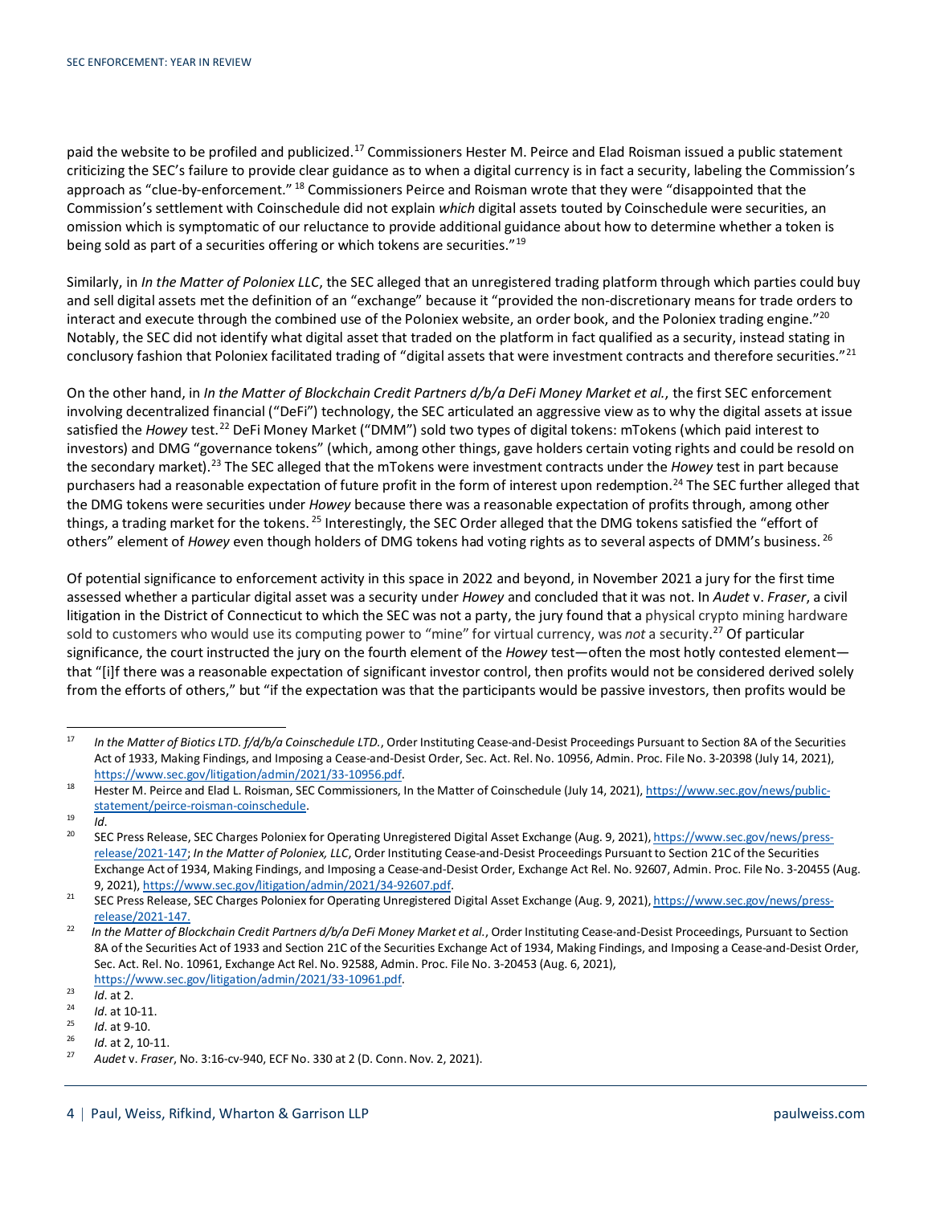paid the website to be profiled and publicized.[17] Commissioners Hester M. Peirce and Elad Roisman issued a public statement criticizing the SEC's failure to provide clear guidance as to when a digital currency is in fact a security, labeling the Commission's approach as "clue-by-enforcement." [18] Commissioners Peirce and Roisman wrote that they were "disappointed that the Commission's settlement with Coinschedule did not explain *which* digital assets touted by Coinschedule were securities, an omission which is symptomatic of our reluctance to provide additional guidance about how to determine whether a token is being sold as part of a securities offering or which tokens are securities."[19]

Similarly, in *In the Matter of Poloniex LLC*, the SEC alleged that an unregistered trading platform through which parties could buy and sell digital assets met the definition of an "exchange" because it "provided the non-discretionary means for trade orders to interact and execute through the combined use of the Poloniex website, an order book, and the Poloniex trading engine."[20] Notably, the SEC did not identify what digital asset that traded on the platform in fact qualified as a security, instead stating in conclusory fashion that Poloniex facilitated trading of "digital assets that were investment contracts and therefore securities."[21]

On the other hand, in *In the Matter of Blockchain Credit Partners d/b/a DeFi Money Market et al.*, the first SEC enforcement involving decentralized financial ("DeFi") technology, the SEC articulated an aggressive view as to why the digital assets at issue satisfied the *Howey* test.[22] DeFi Money Market ("DMM") sold two types of digital tokens: mTokens (which paid interest to investors) and DMG "governance tokens" (which, among other things, gave holders certain voting rights and could be resold on the secondary market).[23] The SEC alleged that the mTokens were investment contracts under the *Howey* test in part because purchasers had a reasonable expectation of future profit in the form of interest upon redemption.[24] The SEC further alleged that the DMG tokens were securities under *Howey* because there was a reasonable expectation of profits through, among other things, a trading market for the tokens. [25] Interestingly, the SEC Order alleged that the DMG tokens satisfied the "effort of others" element of *Howey* even though holders of DMG tokens had voting rights as to several aspects of DMM's business. [26]

Of potential significance to enforcement activity in this space in 2022 and beyond, in November 2021 a jury for the first time assessed whether a particular digital asset was a security under *Howey* and concluded that it was not. In *Audet* v. *Fraser*, a civil litigation in the District of Connecticut to which the SEC was not a party, the jury found that a physical crypto mining hardware sold to customers who would use its computing power to "mine" for virtual currency, was *not* a security.[27] Of particular significance, the court instructed the jury on the fourth element of the *Howey* test—often the most hotly contested element—that "[i]f there was a reasonable expectation of significant investor control, then profits would not be considered derived solely from the efforts of others," but "if the expectation was that the participants would be passive investors, then profits would be

---

[17] *In the Matter of Biotics LTD. f/d/b/a Coinschedule LTD.*, Order Instituting Cease-and-Desist Proceedings Pursuant to Section 8A of the Securities Act of 1933, Making Findings, and Imposing a Cease-and-Desist Order, Sec. Act. Rel. No. 10956, Admin. Proc. File No. 3-20398 (July 14, 2021), https://www.sec.gov/litigation/admin/2021/33-10956.pdf.

[18] Hester M. Peirce and Elad L. Roisman, SEC Commissioners, In the Matter of Coinschedule (July 14, 2021), https://www.sec.gov/news/public-statement/peirce-roisman-coinschedule.

[19] *Id*.

[20] SEC Press Release, SEC Charges Poloniex for Operating Unregistered Digital Asset Exchange (Aug. 9, 2021), https://www.sec.gov/news/press-release/2021-147; *In the Matter of Poloniex, LLC*, Order Instituting Cease-and-Desist Proceedings Pursuant to Section 21C of the Securities Exchange Act of 1934, Making Findings, and Imposing a Cease-and-Desist Order, Exchange Act Rel. No. 92607, Admin. Proc. File No. 3-20455 (Aug. 9, 2021), https://www.sec.gov/litigation/admin/2021/34-92607.pdf.

[21] SEC Press Release, SEC Charges Poloniex for Operating Unregistered Digital Asset Exchange (Aug. 9, 2021), https://www.sec.gov/news/press-release/2021-147.

[22] *In the Matter of Blockchain Credit Partners d/b/a DeFi Money Market et al.*, Order Instituting Cease-and-Desist Proceedings, Pursuant to Section 8A of the Securities Act of 1933 and Section 21C of the Securities Exchange Act of 1934, Making Findings, and Imposing a Cease-and-Desist Order, Sec. Act. Rel. No. 10961, Exchange Act Rel. No. 92588, Admin. Proc. File No. 3-20453 (Aug. 6, 2021), https://www.sec.gov/litigation/admin/2021/33-10961.pdf.

[23] *Id*. at 2.

[24] *Id*. at 10-11.

[25] *Id*. at 9-10.

[26] *Id*. at 2, 10-11.

[27] *Audet* v. *Fraser*, No. 3:16-cv-940, ECF No. 330 at 2 (D. Conn. Nov. 2, 2021).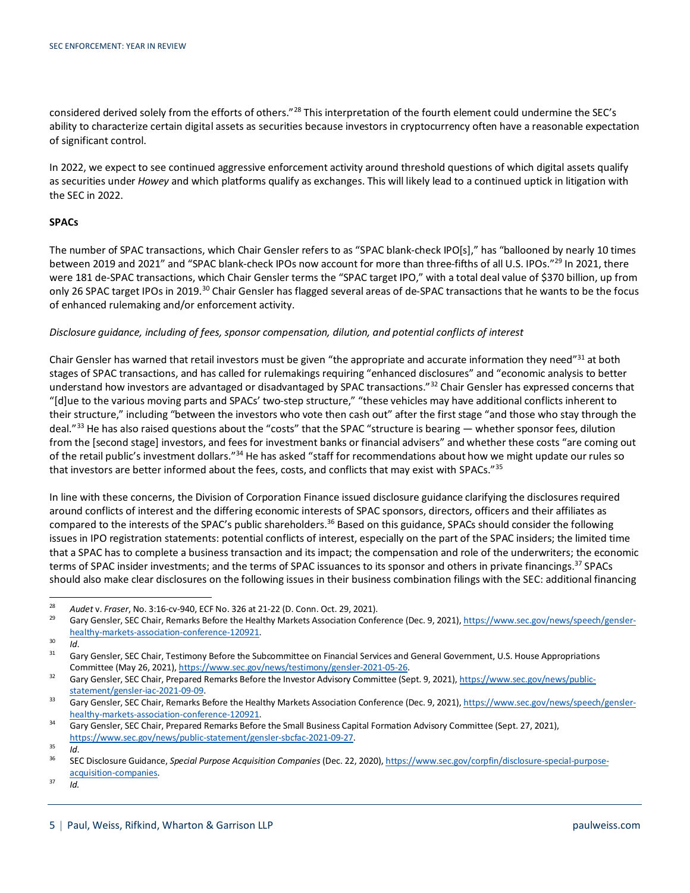considered derived solely from the efforts of others."[28] This interpretation of the fourth element could undermine the SEC's ability to characterize certain digital assets as securities because investors in cryptocurrency often have a reasonable expectation of significant control.

In 2022, we expect to see continued aggressive enforcement activity around threshold questions of which digital assets qualify as securities under *Howey* and which platforms qualify as exchanges. This will likely lead to a continued uptick in litigation with the SEC in 2022.

**SPACs**

The number of SPAC transactions, which Chair Gensler refers to as "SPAC blank-check IPO[s]," has "ballooned by nearly 10 times between 2019 and 2021" and "SPAC blank-check IPOs now account for more than three-fifths of all U.S. IPOs."[29] In 2021, there were 181 de-SPAC transactions, which Chair Gensler terms the "SPAC target IPO," with a total deal value of $370 billion, up from only 26 SPAC target IPOs in 2019.[30] Chair Gensler has flagged several areas of de-SPAC transactions that he wants to be the focus of enhanced rulemaking and/or enforcement activity.

*Disclosure guidance, including of fees, sponsor compensation, dilution, and potential conflicts of interest*

Chair Gensler has warned that retail investors must be given "the appropriate and accurate information they need"[31] at both stages of SPAC transactions, and has called for rulemakings requiring "enhanced disclosures" and "economic analysis to better understand how investors are advantaged or disadvantaged by SPAC transactions."[32] Chair Gensler has expressed concerns that "[d]ue to the various moving parts and SPACs' two-step structure," "these vehicles may have additional conflicts inherent to their structure," including "between the investors who vote then cash out" after the first stage "and those who stay through the deal."[33] He has also raised questions about the "costs" that the SPAC "structure is bearing — whether sponsor fees, dilution from the [second stage] investors, and fees for investment banks or financial advisers" and whether these costs "are coming out of the retail public's investment dollars."[34] He has asked "staff for recommendations about how we might update our rules so that investors are better informed about the fees, costs, and conflicts that may exist with SPACs."[35]

In line with these concerns, the Division of Corporation Finance issued disclosure guidance clarifying the disclosures required around conflicts of interest and the differing economic interests of SPAC sponsors, directors, officers and their affiliates as compared to the interests of the SPAC's public shareholders.[36] Based on this guidance, SPACs should consider the following issues in IPO registration statements: potential conflicts of interest, especially on the part of the SPAC insiders; the limited time that a SPAC has to complete a business transaction and its impact; the compensation and role of the underwriters; the economic terms of SPAC insider investments; and the terms of SPAC issuances to its sponsor and others in private financings.[37] SPACs should also make clear disclosures on the following issues in their business combination filings with the SEC: additional financing

---

[28] *Audet* v. *Fraser*, No. 3:16-cv-940, ECF No. 326 at 21-22 (D. Conn. Oct. 29, 2021).

[29] Gary Gensler, SEC Chair, Remarks Before the Healthy Markets Association Conference (Dec. 9, 2021), https://www.sec.gov/news/speech/gensler-healthy-markets-association-conference-120921.

[30] *Id*.

[31] Gary Gensler, SEC Chair, Testimony Before the Subcommittee on Financial Services and General Government, U.S. House Appropriations Committee (May 26, 2021), https://www.sec.gov/news/testimony/gensler-2021-05-26.

[32] Gary Gensler, SEC Chair, Prepared Remarks Before the Investor Advisory Committee (Sept. 9, 2021), https://www.sec.gov/news/public-statement/gensler-iac-2021-09-09.

[33] Gary Gensler, SEC Chair, Remarks Before the Healthy Markets Association Conference (Dec. 9, 2021), https://www.sec.gov/news/speech/gensler-healthy-markets-association-conference-120921.

[34] Gary Gensler, SEC Chair, Prepared Remarks Before the Small Business Capital Formation Advisory Committee (Sept. 27, 2021), https://www.sec.gov/news/public-statement/gensler-sbcfac-2021-09-27.

[35] *Id*.

[36] SEC Disclosure Guidance, *Special Purpose Acquisition Companies* (Dec. 22, 2020), https://www.sec.gov/corpfin/disclosure-special-purpose-acquisition-companies.

[37] *Id.*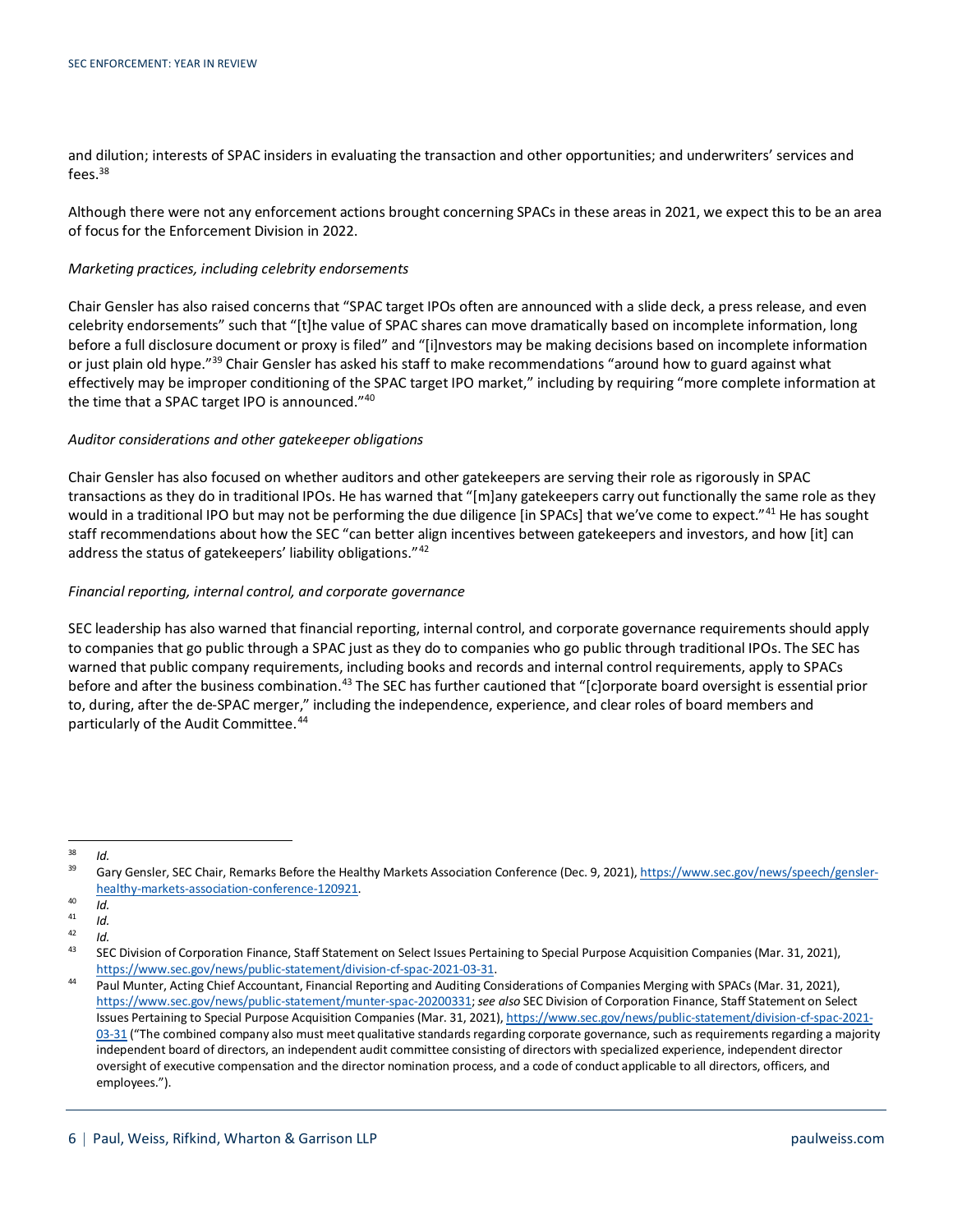and dilution; interests of SPAC insiders in evaluating the transaction and other opportunities; and underwriters' services and fees.[38]

Although there were not any enforcement actions brought concerning SPACs in these areas in 2021, we expect this to be an area of focus for the Enforcement Division in 2022.

*Marketing practices, including celebrity endorsements*

Chair Gensler has also raised concerns that "SPAC target IPOs often are announced with a slide deck, a press release, and even celebrity endorsements" such that "[t]he value of SPAC shares can move dramatically based on incomplete information, long before a full disclosure document or proxy is filed" and "[i]nvestors may be making decisions based on incomplete information or just plain old hype."[39] Chair Gensler has asked his staff to make recommendations "around how to guard against what effectively may be improper conditioning of the SPAC target IPO market," including by requiring "more complete information at the time that a SPAC target IPO is announced."[40]

*Auditor considerations and other gatekeeper obligations*

Chair Gensler has also focused on whether auditors and other gatekeepers are serving their role as rigorously in SPAC transactions as they do in traditional IPOs. He has warned that "[m]any gatekeepers carry out functionally the same role as they would in a traditional IPO but may not be performing the due diligence [in SPACs] that we've come to expect."[41] He has sought staff recommendations about how the SEC "can better align incentives between gatekeepers and investors, and how [it] can address the status of gatekeepers' liability obligations."[42]

*Financial reporting, internal control, and corporate governance*

SEC leadership has also warned that financial reporting, internal control, and corporate governance requirements should apply to companies that go public through a SPAC just as they do to companies who go public through traditional IPOs. The SEC has warned that public company requirements, including books and records and internal control requirements, apply to SPACs before and after the business combination.[43] The SEC has further cautioned that "[c]orporate board oversight is essential prior to, during, after the de-SPAC merger," including the independence, experience, and clear roles of board members and particularly of the Audit Committee.[44]

---

[38] *Id.*

[39] Gary Gensler, SEC Chair, Remarks Before the Healthy Markets Association Conference (Dec. 9, 2021), https://www.sec.gov/news/speech/gensler-healthy-markets-association-conference-120921.

[40] *Id.*

[41] *Id.*

[42] *Id.*

[43] SEC Division of Corporation Finance, Staff Statement on Select Issues Pertaining to Special Purpose Acquisition Companies (Mar. 31, 2021), https://www.sec.gov/news/public-statement/division-cf-spac-2021-03-31.

[44] Paul Munter, Acting Chief Accountant, Financial Reporting and Auditing Considerations of Companies Merging with SPACs (Mar. 31, 2021), https://www.sec.gov/news/public-statement/munter-spac-20200331; *see also* SEC Division of Corporation Finance, Staff Statement on Select Issues Pertaining to Special Purpose Acquisition Companies (Mar. 31, 2021), https://www.sec.gov/news/public-statement/division-cf-spac-2021-03-31 ("The combined company also must meet qualitative standards regarding corporate governance, such as requirements regarding a majority independent board of directors, an independent audit committee consisting of directors with specialized experience, independent director oversight of executive compensation and the director nomination process, and a code of conduct applicable to all directors, officers, and employees.").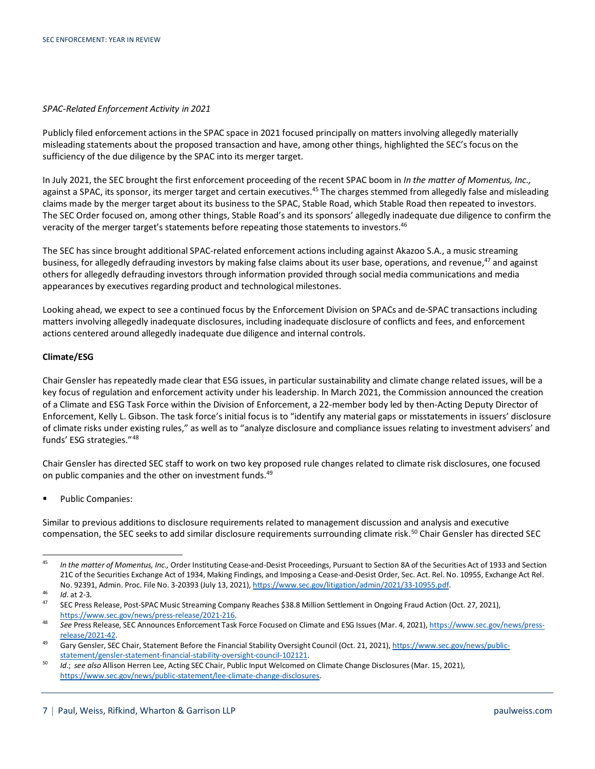*SPAC-Related Enforcement Activity in 2021*

Publicly filed enforcement actions in the SPAC space in 2021 focused principally on matters involving allegedly materially misleading statements about the proposed transaction and have, among other things, highlighted the SEC's focus on the sufficiency of the due diligence by the SPAC into its merger target.

In July 2021, the SEC brought the first enforcement proceeding of the recent SPAC boom in *In the matter of Momentus, Inc.,* against a SPAC, its sponsor, its merger target and certain executives.[45] The charges stemmed from allegedly false and misleading claims made by the merger target about its business to the SPAC, Stable Road, which Stable Road then repeated to investors. The SEC Order focused on, among other things, Stable Road's and its sponsors' allegedly inadequate due diligence to confirm the veracity of the merger target's statements before repeating those statements to investors.[46]

The SEC has since brought additional SPAC-related enforcement actions including against Akazoo S.A., a music streaming business, for allegedly defrauding investors by making false claims about its user base, operations, and revenue,[47] and against others for allegedly defrauding investors through information provided through social media communications and media appearances by executives regarding product and technological milestones.

Looking ahead, we expect to see a continued focus by the Enforcement Division on SPACs and de-SPAC transactions including matters involving allegedly inadequate disclosures, including inadequate disclosure of conflicts and fees, and enforcement actions centered around allegedly inadequate due diligence and internal controls.

**Climate/ESG**

Chair Gensler has repeatedly made clear that ESG issues, in particular sustainability and climate change related issues, will be a key focus of regulation and enforcement activity under his leadership. In March 2021, the Commission announced the creation of a Climate and ESG Task Force within the Division of Enforcement, a 22-member body led by then-Acting Deputy Director of Enforcement, Kelly L. Gibson. The task force's initial focus is to "identify any material gaps or misstatements in issuers' disclosure of climate risks under existing rules," as well as to "analyze disclosure and compliance issues relating to investment advisers' and funds' ESG strategies."[48]

Chair Gensler has directed SEC staff to work on two key proposed rule changes related to climate risk disclosures, one focused on public companies and the other on investment funds.[49]

- Public Companies:

Similar to previous additions to disclosure requirements related to management discussion and analysis and executive compensation, the SEC seeks to add similar disclosure requirements surrounding climate risk.[50] Chair Gensler has directed SEC

---

[45] *In the matter of Momentus, Inc.,* Order Instituting Cease-and-Desist Proceedings, Pursuant to Section 8A of the Securities Act of 1933 and Section 21C of the Securities Exchange Act of 1934, Making Findings, and Imposing a Cease-and-Desist Order, Sec. Act. Rel. No. 10955, Exchange Act Rel. No. 92391, Admin. Proc. File No. 3-20393 (July 13, 2021), https://www.sec.gov/litigation/admin/2021/33-10955.pdf.

[46] *Id*. at 2-3.

[47] SEC Press Release, Post-SPAC Music Streaming Company Reaches $38.8 Million Settlement in Ongoing Fraud Action (Oct. 27, 2021), https://www.sec.gov/news/press-release/2021-216.

[48] *See* Press Release, SEC Announces Enforcement Task Force Focused on Climate and ESG Issues (Mar. 4, 2021), https://www.sec.gov/news/press-release/2021-42.

[49] Gary Gensler, SEC Chair, Statement Before the Financial Stability Oversight Council (Oct. 21, 2021), https://www.sec.gov/news/public-statement/gensler-statement-financial-stability-oversight-council-102121.

[50] *Id*.; *see also* Allison Herren Lee, Acting SEC Chair, Public Input Welcomed on Climate Change Disclosures (Mar. 15, 2021), https://www.sec.gov/news/public-statement/lee-climate-change-disclosures.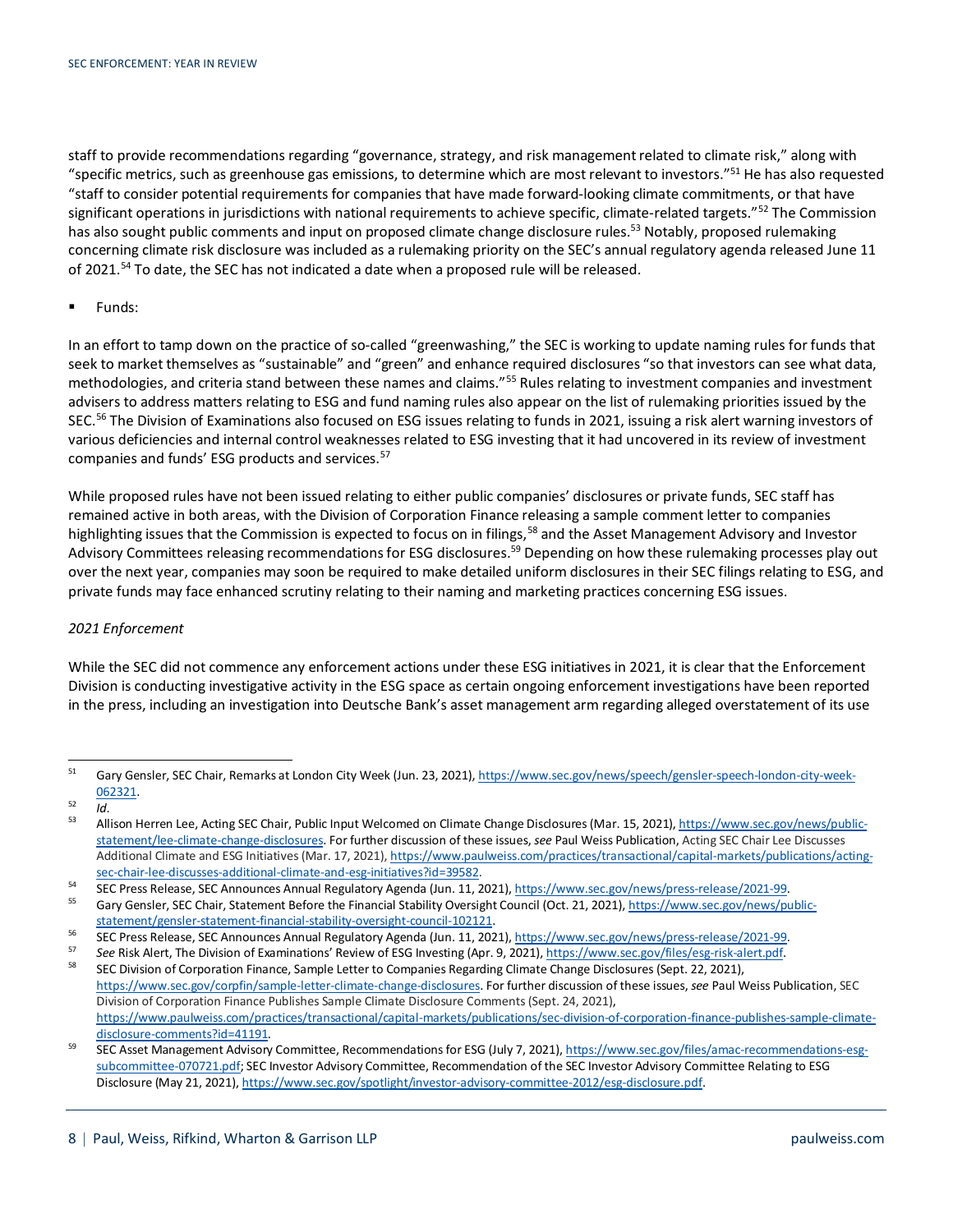staff to provide recommendations regarding "governance, strategy, and risk management related to climate risk," along with "specific metrics, such as greenhouse gas emissions, to determine which are most relevant to investors."[51] He has also requested "staff to consider potential requirements for companies that have made forward-looking climate commitments, or that have significant operations in jurisdictions with national requirements to achieve specific, climate-related targets."[52] The Commission has also sought public comments and input on proposed climate change disclosure rules.[53] Notably, proposed rulemaking concerning climate risk disclosure was included as a rulemaking priority on the SEC's annual regulatory agenda released June 11 of 2021.[54] To date, the SEC has not indicated a date when a proposed rule will be released.

- Funds:

In an effort to tamp down on the practice of so-called "greenwashing," the SEC is working to update naming rules for funds that seek to market themselves as "sustainable" and "green" and enhance required disclosures "so that investors can see what data, methodologies, and criteria stand between these names and claims."[55] Rules relating to investment companies and investment advisers to address matters relating to ESG and fund naming rules also appear on the list of rulemaking priorities issued by the SEC.[56] The Division of Examinations also focused on ESG issues relating to funds in 2021, issuing a risk alert warning investors of various deficiencies and internal control weaknesses related to ESG investing that it had uncovered in its review of investment companies and funds' ESG products and services.[57]

While proposed rules have not been issued relating to either public companies' disclosures or private funds, SEC staff has remained active in both areas, with the Division of Corporation Finance releasing a sample comment letter to companies highlighting issues that the Commission is expected to focus on in filings,[58] and the Asset Management Advisory and Investor Advisory Committees releasing recommendations for ESG disclosures.[59] Depending on how these rulemaking processes play out over the next year, companies may soon be required to make detailed uniform disclosures in their SEC filings relating to ESG, and private funds may face enhanced scrutiny relating to their naming and marketing practices concerning ESG issues.

*2021 Enforcement*

While the SEC did not commence any enforcement actions under these ESG initiatives in 2021, it is clear that the Enforcement Division is conducting investigative activity in the ESG space as certain ongoing enforcement investigations have been reported in the press, including an investigation into Deutsche Bank's asset management arm regarding alleged overstatement of its use

---

[51] Gary Gensler, SEC Chair, Remarks at London City Week (Jun. 23, 2021), https://www.sec.gov/news/speech/gensler-speech-london-city-week-062321.

[52] *Id*.

[53] Allison Herren Lee, Acting SEC Chair, Public Input Welcomed on Climate Change Disclosures (Mar. 15, 2021), https://www.sec.gov/news/public-statement/lee-climate-change-disclosures. For further discussion of these issues, *see* Paul Weiss Publication, Acting SEC Chair Lee Discusses Additional Climate and ESG Initiatives (Mar. 17, 2021), https://www.paulweiss.com/practices/transactional/capital-markets/publications/acting-sec-chair-lee-discusses-additional-climate-and-esg-initiatives?id=39582.

[54] SEC Press Release, SEC Announces Annual Regulatory Agenda (Jun. 11, 2021), https://www.sec.gov/news/press-release/2021-99.

[55] Gary Gensler, SEC Chair, Statement Before the Financial Stability Oversight Council (Oct. 21, 2021), https://www.sec.gov/news/public-statement/gensler-statement-financial-stability-oversight-council-102121.

[56] SEC Press Release, SEC Announces Annual Regulatory Agenda (Jun. 11, 2021), https://www.sec.gov/news/press-release/2021-99.

[57] *See* Risk Alert, The Division of Examinations' Review of ESG Investing (Apr. 9, 2021), https://www.sec.gov/files/esg-risk-alert.pdf.

[58] SEC Division of Corporation Finance, Sample Letter to Companies Regarding Climate Change Disclosures (Sept. 22, 2021), https://www.sec.gov/corpfin/sample-letter-climate-change-disclosures. For further discussion of these issues, *see* Paul Weiss Publication, SEC Division of Corporation Finance Publishes Sample Climate Disclosure Comments (Sept. 24, 2021), https://www.paulweiss.com/practices/transactional/capital-markets/publications/sec-division-of-corporation-finance-publishes-sample-climate-disclosure-comments?id=41191.

[59] SEC Asset Management Advisory Committee, Recommendations for ESG (July 7, 2021), https://www.sec.gov/files/amac-recommendations-esg-subcommittee-070721.pdf; SEC Investor Advisory Committee, Recommendation of the SEC Investor Advisory Committee Relating to ESG Disclosure (May 21, 2021), https://www.sec.gov/spotlight/investor-advisory-committee-2012/esg-disclosure.pdf.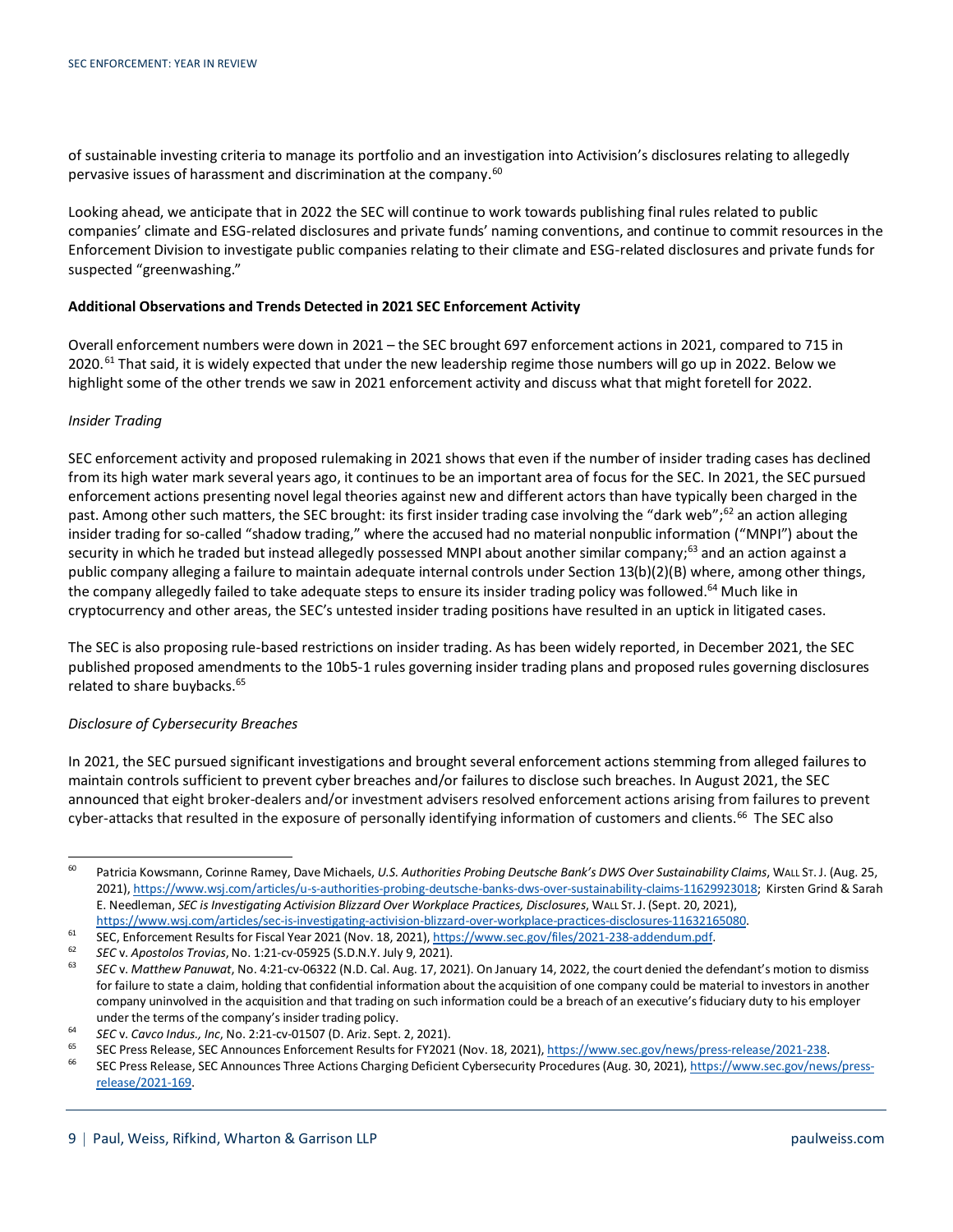of sustainable investing criteria to manage its portfolio and an investigation into Activision's disclosures relating to allegedly pervasive issues of harassment and discrimination at the company.[60]

Looking ahead, we anticipate that in 2022 the SEC will continue to work towards publishing final rules related to public companies' climate and ESG-related disclosures and private funds' naming conventions, and continue to commit resources in the Enforcement Division to investigate public companies relating to their climate and ESG-related disclosures and private funds for suspected "greenwashing."

**Additional Observations and Trends Detected in 2021 SEC Enforcement Activity**

Overall enforcement numbers were down in 2021 – the SEC brought 697 enforcement actions in 2021, compared to 715 in 2020.[61] That said, it is widely expected that under the new leadership regime those numbers will go up in 2022. Below we highlight some of the other trends we saw in 2021 enforcement activity and discuss what that might foretell for 2022.

*Insider Trading*

SEC enforcement activity and proposed rulemaking in 2021 shows that even if the number of insider trading cases has declined from its high water mark several years ago, it continues to be an important area of focus for the SEC. In 2021, the SEC pursued enforcement actions presenting novel legal theories against new and different actors than have typically been charged in the past. Among other such matters, the SEC brought: its first insider trading case involving the "dark web";[62] an action alleging insider trading for so-called "shadow trading," where the accused had no material nonpublic information ("MNPI") about the security in which he traded but instead allegedly possessed MNPI about another similar company;[63] and an action against a public company alleging a failure to maintain adequate internal controls under Section 13(b)(2)(B) where, among other things, the company allegedly failed to take adequate steps to ensure its insider trading policy was followed.[64] Much like in cryptocurrency and other areas, the SEC's untested insider trading positions have resulted in an uptick in litigated cases.

The SEC is also proposing rule-based restrictions on insider trading. As has been widely reported, in December 2021, the SEC published proposed amendments to the 10b5-1 rules governing insider trading plans and proposed rules governing disclosures related to share buybacks.[65]

*Disclosure of Cybersecurity Breaches*

In 2021, the SEC pursued significant investigations and brought several enforcement actions stemming from alleged failures to maintain controls sufficient to prevent cyber breaches and/or failures to disclose such breaches. In August 2021, the SEC announced that eight broker-dealers and/or investment advisers resolved enforcement actions arising from failures to prevent cyber-attacks that resulted in the exposure of personally identifying information of customers and clients.[66] The SEC also

---

[60] Patricia Kowsmann, Corinne Ramey, Dave Michaels, *U.S. Authorities Probing Deutsche Bank's DWS Over Sustainability Claims*, WALL ST. J. (Aug. 25, 2021), https://www.wsj.com/articles/u-s-authorities-probing-deutsche-banks-dws-over-sustainability-claims-11629923018; Kirsten Grind & Sarah E. Needleman, *SEC is Investigating Activision Blizzard Over Workplace Practices, Disclosures*, WALL ST. J. (Sept. 20, 2021), https://www.wsj.com/articles/sec-is-investigating-activision-blizzard-over-workplace-practices-disclosures-11632165080.

[61] SEC, Enforcement Results for Fiscal Year 2021 (Nov. 18, 2021), https://www.sec.gov/files/2021-238-addendum.pdf.

[62] *SEC* v. *Apostolos Trovias*, No. 1:21-cv-05925 (S.D.N.Y. July 9, 2021).

[63] *SEC* v. *Matthew Panuwat*, No. 4:21-cv-06322 (N.D. Cal. Aug. 17, 2021). On January 14, 2022, the court denied the defendant's motion to dismiss for failure to state a claim, holding that confidential information about the acquisition of one company could be material to investors in another company uninvolved in the acquisition and that trading on such information could be a breach of an executive's fiduciary duty to his employer under the terms of the company's insider trading policy.

[64] *SEC* v. *Cavco Indus., Inc*, No. 2:21-cv-01507 (D. Ariz. Sept. 2, 2021).

[65] SEC Press Release, SEC Announces Enforcement Results for FY2021 (Nov. 18, 2021), https://www.sec.gov/news/press-release/2021-238.

[66] SEC Press Release, SEC Announces Three Actions Charging Deficient Cybersecurity Procedures (Aug. 30, 2021), https://www.sec.gov/news/press-release/2021-169.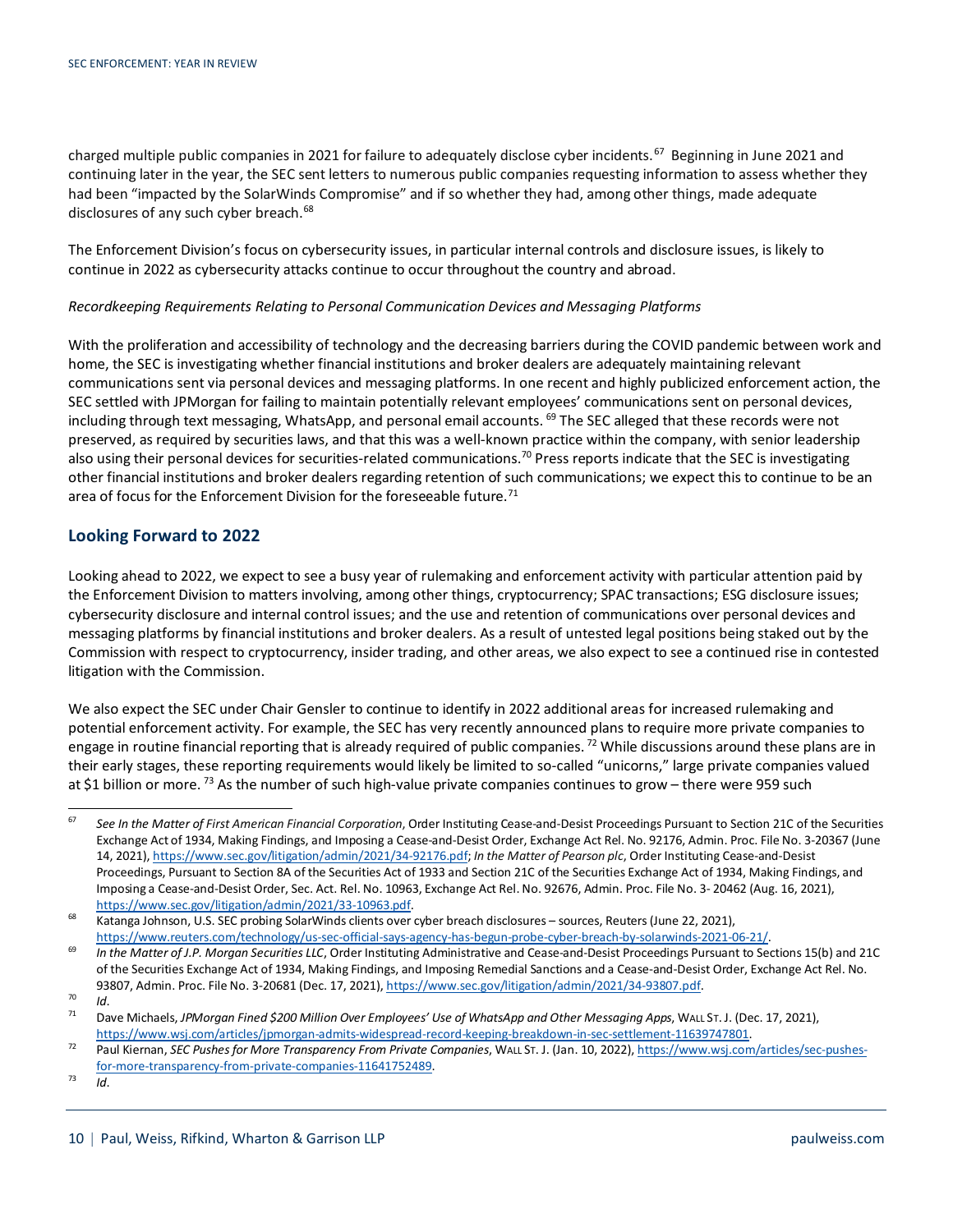charged multiple public companies in 2021 for failure to adequately disclose cyber incidents.[67] Beginning in June 2021 and continuing later in the year, the SEC sent letters to numerous public companies requesting information to assess whether they had been "impacted by the SolarWinds Compromise" and if so whether they had, among other things, made adequate disclosures of any such cyber breach.[68]

The Enforcement Division's focus on cybersecurity issues, in particular internal controls and disclosure issues, is likely to continue in 2022 as cybersecurity attacks continue to occur throughout the country and abroad.

*Recordkeeping Requirements Relating to Personal Communication Devices and Messaging Platforms*

With the proliferation and accessibility of technology and the decreasing barriers during the COVID pandemic between work and home, the SEC is investigating whether financial institutions and broker dealers are adequately maintaining relevant communications sent via personal devices and messaging platforms. In one recent and highly publicized enforcement action, the SEC settled with JPMorgan for failing to maintain potentially relevant employees' communications sent on personal devices, including through text messaging, WhatsApp, and personal email accounts.[69] The SEC alleged that these records were not preserved, as required by securities laws, and that this was a well-known practice within the company, with senior leadership also using their personal devices for securities-related communications.[70] Press reports indicate that the SEC is investigating other financial institutions and broker dealers regarding retention of such communications; we expect this to continue to be an area of focus for the Enforcement Division for the foreseeable future.[71]

## Looking Forward to 2022

Looking ahead to 2022, we expect to see a busy year of rulemaking and enforcement activity with particular attention paid by the Enforcement Division to matters involving, among other things, cryptocurrency; SPAC transactions; ESG disclosure issues; cybersecurity disclosure and internal control issues; and the use and retention of communications over personal devices and messaging platforms by financial institutions and broker dealers. As a result of untested legal positions being staked out by the Commission with respect to cryptocurrency, insider trading, and other areas, we also expect to see a continued rise in contested litigation with the Commission.

We also expect the SEC under Chair Gensler to continue to identify in 2022 additional areas for increased rulemaking and potential enforcement activity. For example, the SEC has very recently announced plans to require more private companies to engage in routine financial reporting that is already required of public companies.[72] While discussions around these plans are in their early stages, these reporting requirements would likely be limited to so-called "unicorns," large private companies valued at $1 billion or more.[73] As the number of such high-value private companies continues to grow – there were 959 such

---

[67] *See In the Matter of First American Financial Corporation*, Order Instituting Cease-and-Desist Proceedings Pursuant to Section 21C of the Securities Exchange Act of 1934, Making Findings, and Imposing a Cease-and-Desist Order, Exchange Act Rel. No. 92176, Admin. Proc. File No. 3-20367 (June 14, 2021), https://www.sec.gov/litigation/admin/2021/34-92176.pdf; *In the Matter of Pearson plc*, Order Instituting Cease-and-Desist Proceedings, Pursuant to Section 8A of the Securities Act of 1933 and Section 21C of the Securities Exchange Act of 1934, Making Findings, and Imposing a Cease-and-Desist Order, Sec. Act. Rel. No. 10963, Exchange Act Rel. No. 92676, Admin. Proc. File No. 3- 20462 (Aug. 16, 2021), https://www.sec.gov/litigation/admin/2021/33-10963.pdf.

[68] Katanga Johnson, U.S. SEC probing SolarWinds clients over cyber breach disclosures – sources, Reuters (June 22, 2021), https://www.reuters.com/technology/us-sec-official-says-agency-has-begun-probe-cyber-breach-by-solarwinds-2021-06-21/.

[69] *In the Matter of J.P. Morgan Securities LLC*, Order Instituting Administrative and Cease-and-Desist Proceedings Pursuant to Sections 15(b) and 21C of the Securities Exchange Act of 1934, Making Findings, and Imposing Remedial Sanctions and a Cease-and-Desist Order, Exchange Act Rel. No. 93807, Admin. Proc. File No. 3-20681 (Dec. 17, 2021), https://www.sec.gov/litigation/admin/2021/34-93807.pdf.

[70] *Id*.

[71] Dave Michaels, *JPMorgan Fined $200 Million Over Employees' Use of WhatsApp and Other Messaging Apps*, WALL ST. J. (Dec. 17, 2021), https://www.wsj.com/articles/jpmorgan-admits-widespread-record-keeping-breakdown-in-sec-settlement-11639747801.

[72] Paul Kiernan, *SEC Pushes for More Transparency From Private Companies*, WALL ST. J. (Jan. 10, 2022), https://www.wsj.com/articles/sec-pushes-for-more-transparency-from-private-companies-11641752489.

[73] *Id*.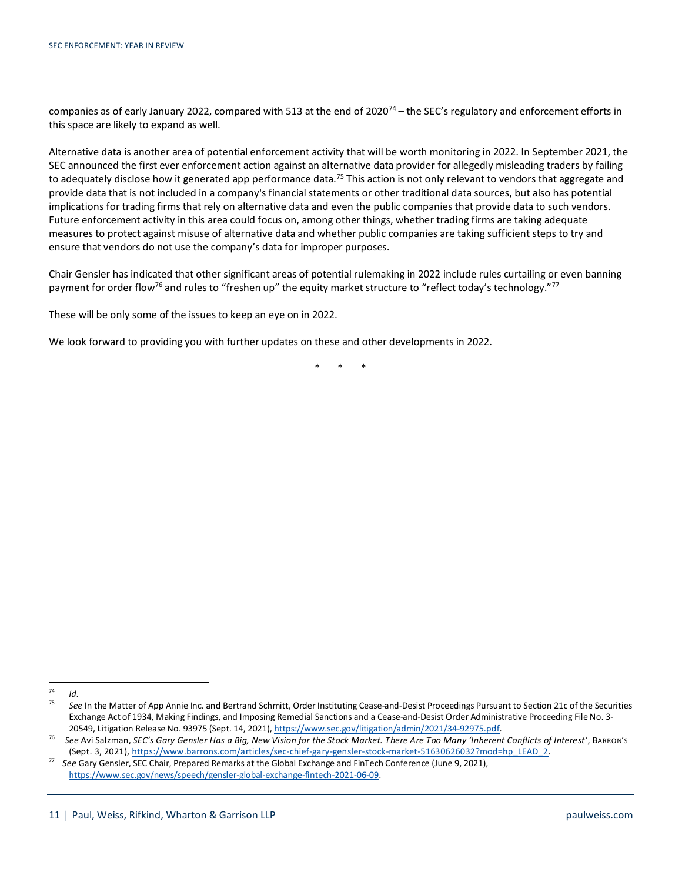companies as of early January 2022, compared with 513 at the end of 2020[74] – the SEC's regulatory and enforcement efforts in this space are likely to expand as well.

Alternative data is another area of potential enforcement activity that will be worth monitoring in 2022. In September 2021, the SEC announced the first ever enforcement action against an alternative data provider for allegedly misleading traders by failing to adequately disclose how it generated app performance data.[75] This action is not only relevant to vendors that aggregate and provide data that is not included in a company's financial statements or other traditional data sources, but also has potential implications for trading firms that rely on alternative data and even the public companies that provide data to such vendors. Future enforcement activity in this area could focus on, among other things, whether trading firms are taking adequate measures to protect against misuse of alternative data and whether public companies are taking sufficient steps to try and ensure that vendors do not use the company's data for improper purposes.

Chair Gensler has indicated that other significant areas of potential rulemaking in 2022 include rules curtailing or even banning payment for order flow[76] and rules to "freshen up" the equity market structure to "reflect today's technology."[77]

These will be only some of the issues to keep an eye on in 2022.

We look forward to providing you with further updates on these and other developments in 2022.

\* \* \*

---

[74] *Id.*

[75] *See* In the Matter of App Annie Inc. and Bertrand Schmitt, Order Instituting Cease-and-Desist Proceedings Pursuant to Section 21c of the Securities Exchange Act of 1934, Making Findings, and Imposing Remedial Sanctions and a Cease-and-Desist Order Administrative Proceeding File No. 3-20549, Litigation Release No. 93975 (Sept. 14, 2021), https://www.sec.gov/litigation/admin/2021/34-92975.pdf.

[76] *See* Avi Salzman, *SEC's Gary Gensler Has a Big, New Vision for the Stock Market. There Are Too Many 'Inherent Conflicts of Interest'*, BARRON'S (Sept. 3, 2021), https://www.barrons.com/articles/sec-chief-gary-gensler-stock-market-51630626032?mod=hp_LEAD_2.

[77] *See* Gary Gensler, SEC Chair, Prepared Remarks at the Global Exchange and FinTech Conference (June 9, 2021), https://www.sec.gov/news/speech/gensler-global-exchange-fintech-2021-06-09.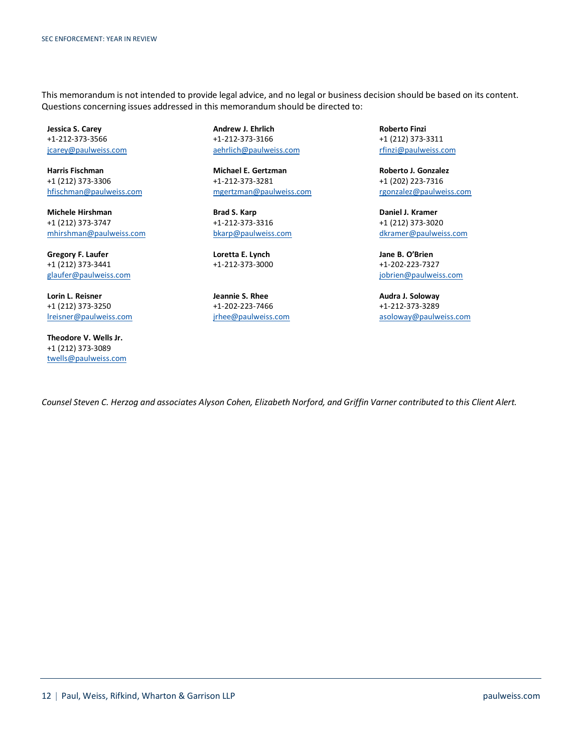This memorandum is not intended to provide legal advice, and no legal or business decision should be based on its content. Questions concerning issues addressed in this memorandum should be directed to:

**Jessica S. Carey**
+1-212-373-3566
jcarey@paulweiss.com

**Andrew J. Ehrlich**
+1-212-373-3166
aehrlich@paulweiss.com

**Roberto Finzi**
+1 (212) 373-3311
rfinzi@paulweiss.com

**Harris Fischman**
+1 (212) 373-3306
hfischman@paulweiss.com

**Michael E. Gertzman**
+1-212-373-3281
mgertzman@paulweiss.com

**Roberto J. Gonzalez**
+1 (202) 223-7316
rgonzalez@paulweiss.com

**Michele Hirshman**
+1 (212) 373-3747
mhirshman@paulweiss.com

**Brad S. Karp**
+1-212-373-3316
bkarp@paulweiss.com

**Daniel J. Kramer**
+1 (212) 373-3020
dkramer@paulweiss.com

**Gregory F. Laufer**
+1 (212) 373-3441
glaufer@paulweiss.com

**Loretta E. Lynch**
+1-212-373-3000

**Jane B. O'Brien**
+1-202-223-7327
jobrien@paulweiss.com

**Lorin L. Reisner**
+1 (212) 373-3250
lreisner@paulweiss.com

**Jeannie S. Rhee**
+1-202-223-7466
jrhee@paulweiss.com

**Audra J. Soloway**
+1-212-373-3289
asoloway@paulweiss.com

**Theodore V. Wells Jr.**
+1 (212) 373-3089
twells@paulweiss.com

*Counsel Steven C. Herzog and associates Alyson Cohen, Elizabeth Norford, and Griffin Varner contributed to this Client Alert.*